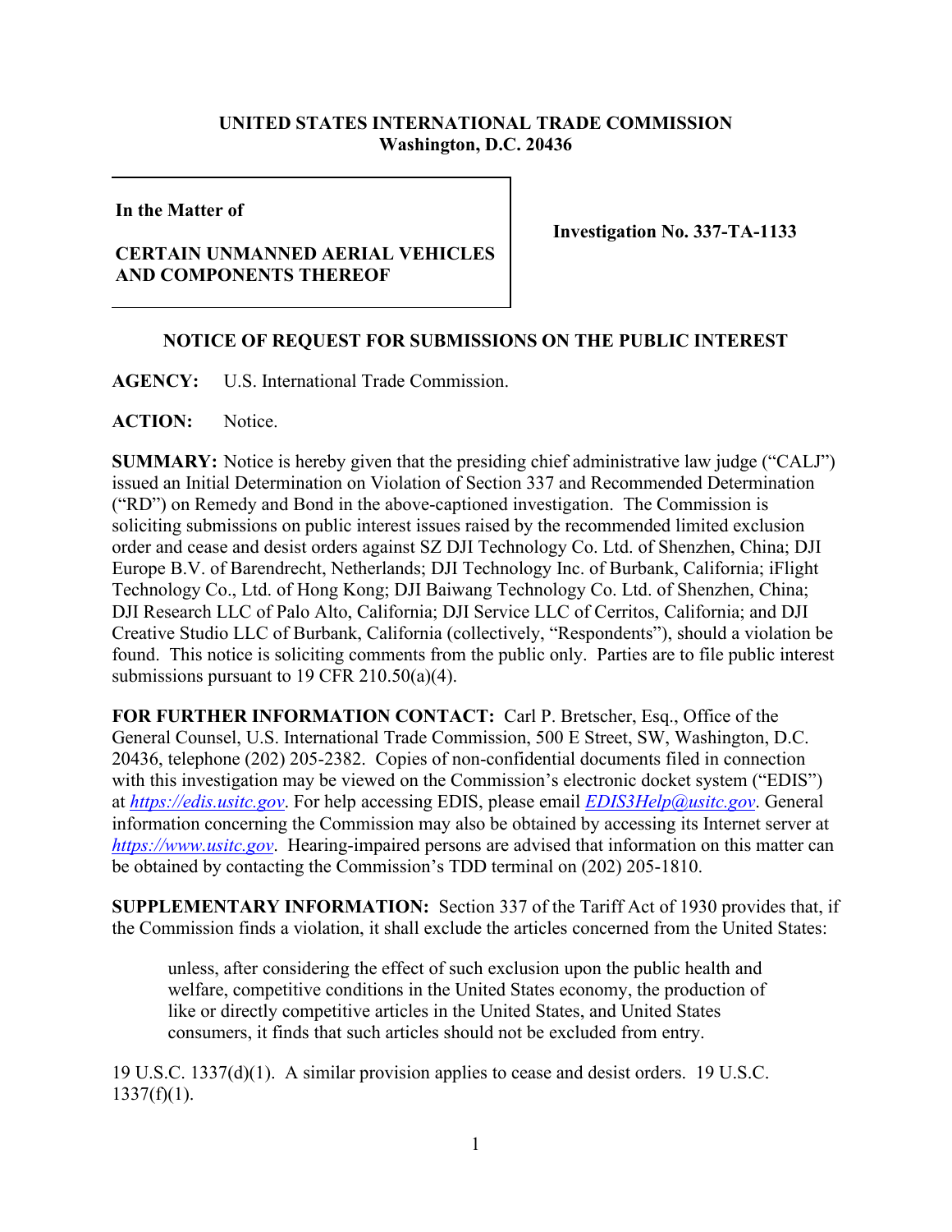**UNITED STATES INTERNATIONAL TRADE COMMISSION**
**Washington, D.C. 20436**

| | |
|---|---|
| **In the Matter of**<br><br>**CERTAIN UNMANNED AERIAL VEHICLES AND COMPONENTS THEREOF** | **Investigation No. 337-TA-1133** |

**NOTICE OF REQUEST FOR SUBMISSIONS ON THE PUBLIC INTEREST**

**AGENCY:** U.S. International Trade Commission.

**ACTION:** Notice.

**SUMMARY:** Notice is hereby given that the presiding chief administrative law judge ("CALJ") issued an Initial Determination on Violation of Section 337 and Recommended Determination ("RD") on Remedy and Bond in the above-captioned investigation. The Commission is soliciting submissions on public interest issues raised by the recommended limited exclusion order and cease and desist orders against SZ DJI Technology Co. Ltd. of Shenzhen, China; DJI Europe B.V. of Barendrecht, Netherlands; DJI Technology Inc. of Burbank, California; iFlight Technology Co., Ltd. of Hong Kong; DJI Baiwang Technology Co. Ltd. of Shenzhen, China; DJI Research LLC of Palo Alto, California; DJI Service LLC of Cerritos, California; and DJI Creative Studio LLC of Burbank, California (collectively, "Respondents"), should a violation be found. This notice is soliciting comments from the public only. Parties are to file public interest submissions pursuant to 19 CFR 210.50(a)(4).

**FOR FURTHER INFORMATION CONTACT:** Carl P. Bretscher, Esq., Office of the General Counsel, U.S. International Trade Commission, 500 E Street, SW, Washington, D.C. 20436, telephone (202) 205-2382. Copies of non-confidential documents filed in connection with this investigation may be viewed on the Commission's electronic docket system ("EDIS") at *https://edis.usitc.gov*. For help accessing EDIS, please email *EDIS3Help@usitc.gov*. General information concerning the Commission may also be obtained by accessing its Internet server at *https://www.usitc.gov*. Hearing-impaired persons are advised that information on this matter can be obtained by contacting the Commission's TDD terminal on (202) 205-1810.

**SUPPLEMENTARY INFORMATION:** Section 337 of the Tariff Act of 1930 provides that, if the Commission finds a violation, it shall exclude the articles concerned from the United States:

> unless, after considering the effect of such exclusion upon the public health and welfare, competitive conditions in the United States economy, the production of like or directly competitive articles in the United States, and United States consumers, it finds that such articles should not be excluded from entry.

19 U.S.C. 1337(d)(1). A similar provision applies to cease and desist orders. 19 U.S.C. 1337(f)(1).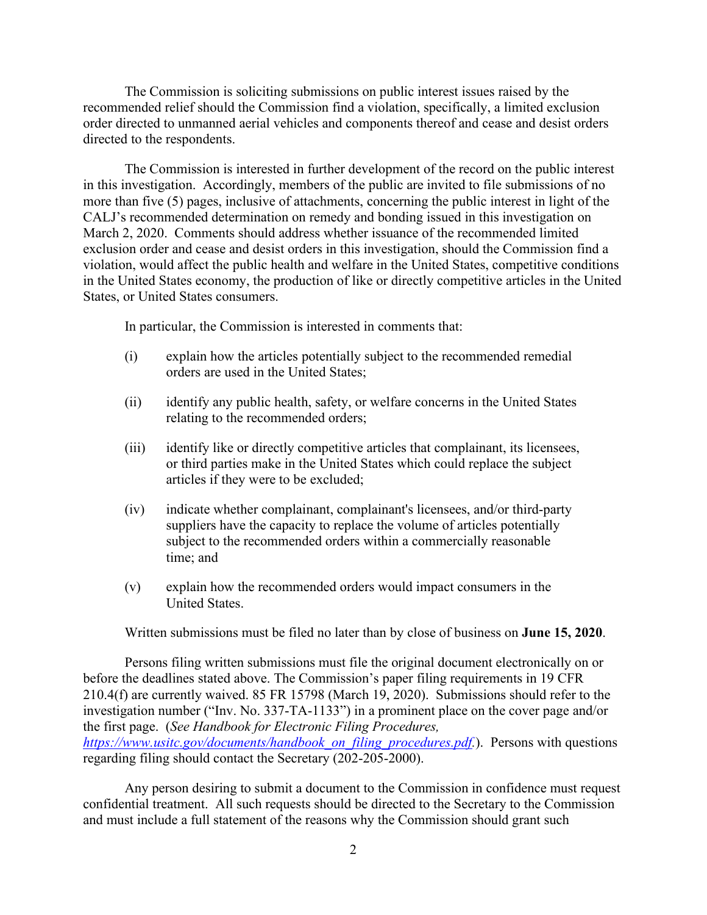The Commission is soliciting submissions on public interest issues raised by the recommended relief should the Commission find a violation, specifically, a limited exclusion order directed to unmanned aerial vehicles and components thereof and cease and desist orders directed to the respondents.

The Commission is interested in further development of the record on the public interest in this investigation. Accordingly, members of the public are invited to file submissions of no more than five (5) pages, inclusive of attachments, concerning the public interest in light of the CALJ's recommended determination on remedy and bonding issued in this investigation on March 2, 2020. Comments should address whether issuance of the recommended limited exclusion order and cease and desist orders in this investigation, should the Commission find a violation, would affect the public health and welfare in the United States, competitive conditions in the United States economy, the production of like or directly competitive articles in the United States, or United States consumers.

In particular, the Commission is interested in comments that:

(i) explain how the articles potentially subject to the recommended remedial orders are used in the United States;

(ii) identify any public health, safety, or welfare concerns in the United States relating to the recommended orders;

(iii) identify like or directly competitive articles that complainant, its licensees, or third parties make in the United States which could replace the subject articles if they were to be excluded;

(iv) indicate whether complainant, complainant's licensees, and/or third-party suppliers have the capacity to replace the volume of articles potentially subject to the recommended orders within a commercially reasonable time; and

(v) explain how the recommended orders would impact consumers in the United States.

Written submissions must be filed no later than by close of business on **June 15, 2020**.

Persons filing written submissions must file the original document electronically on or before the deadlines stated above. The Commission's paper filing requirements in 19 CFR 210.4(f) are currently waived. 85 FR 15798 (March 19, 2020). Submissions should refer to the investigation number ("Inv. No. 337-TA-1133") in a prominent place on the cover page and/or the first page. (*See Handbook for Electronic Filing Procedures, https://www.usitc.gov/documents/handbook_on_filing_procedures.pdf.*). Persons with questions regarding filing should contact the Secretary (202-205-2000).

Any person desiring to submit a document to the Commission in confidence must request confidential treatment. All such requests should be directed to the Secretary to the Commission and must include a full statement of the reasons why the Commission should grant such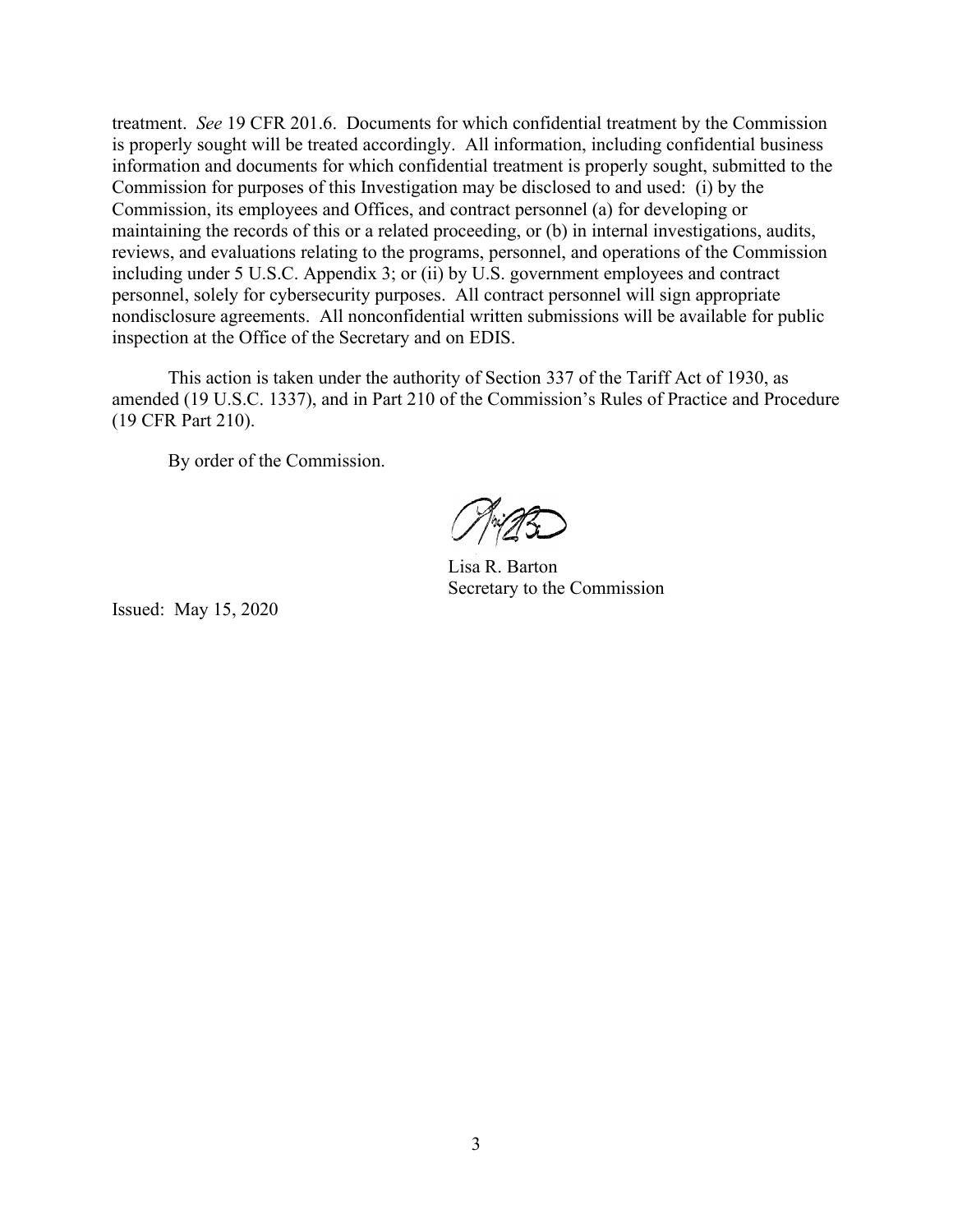treatment. *See* 19 CFR 201.6. Documents for which confidential treatment by the Commission is properly sought will be treated accordingly. All information, including confidential business information and documents for which confidential treatment is properly sought, submitted to the Commission for purposes of this Investigation may be disclosed to and used: (i) by the Commission, its employees and Offices, and contract personnel (a) for developing or maintaining the records of this or a related proceeding, or (b) in internal investigations, audits, reviews, and evaluations relating to the programs, personnel, and operations of the Commission including under 5 U.S.C. Appendix 3; or (ii) by U.S. government employees and contract personnel, solely for cybersecurity purposes. All contract personnel will sign appropriate nondisclosure agreements. All nonconfidential written submissions will be available for public inspection at the Office of the Secretary and on EDIS.

This action is taken under the authority of Section 337 of the Tariff Act of 1930, as amended (19 U.S.C. 1337), and in Part 210 of the Commission's Rules of Practice and Procedure (19 CFR Part 210).

By order of the Commission.

Lisa R. Barton
Secretary to the Commission

Issued: May 15, 2020